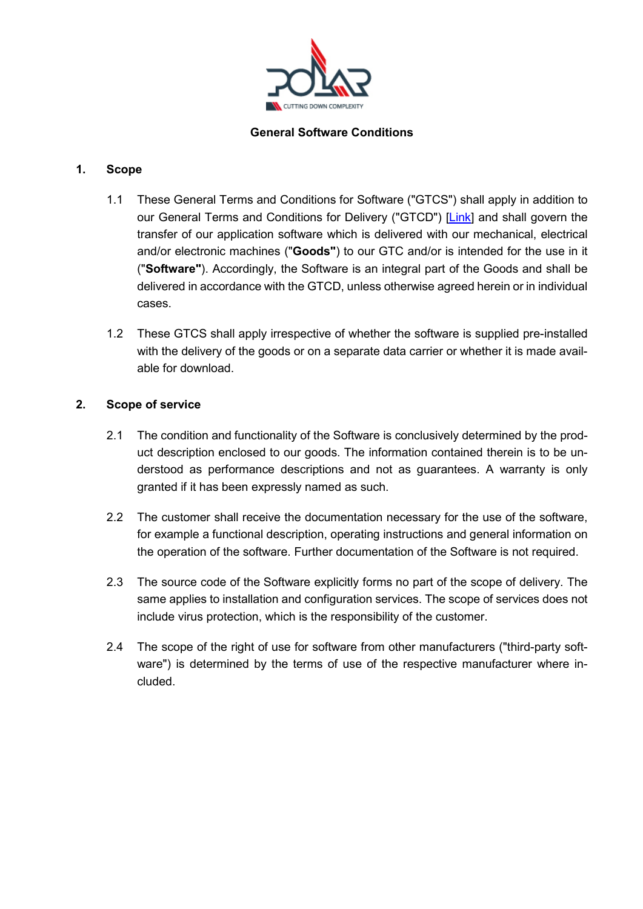# General Software Conditions

## 1. Scope

1.1 These General Terms and Conditions for Software ("GTCS") shall apply in addition to our General Terms and Conditions for Delivery ("GTCD") [Link] and shall govern the transfer of our application software which is delivered with our mechanical, electrical and/or electronic machines ("**Goods"**) to our GTC and/or is intended for the use in it ("**Software"**). Accordingly, the Software is an integral part of the Goods and shall be delivered in accordance with the GTCD, unless otherwise agreed herein or in individual cases.

1.2 These GTCS shall apply irrespective of whether the software is supplied pre-installed with the delivery of the goods or on a separate data carrier or whether it is made available for download.

## 2. Scope of service

2.1 The condition and functionality of the Software is conclusively determined by the product description enclosed to our goods. The information contained therein is to be understood as performance descriptions and not as guarantees. A warranty is only granted if it has been expressly named as such.

2.2 The customer shall receive the documentation necessary for the use of the software, for example a functional description, operating instructions and general information on the operation of the software. Further documentation of the Software is not required.

2.3 The source code of the Software explicitly forms no part of the scope of delivery. The same applies to installation and configuration services. The scope of services does not include virus protection, which is the responsibility of the customer.

2.4 The scope of the right of use for software from other manufacturers ("third-party software") is determined by the terms of use of the respective manufacturer where included.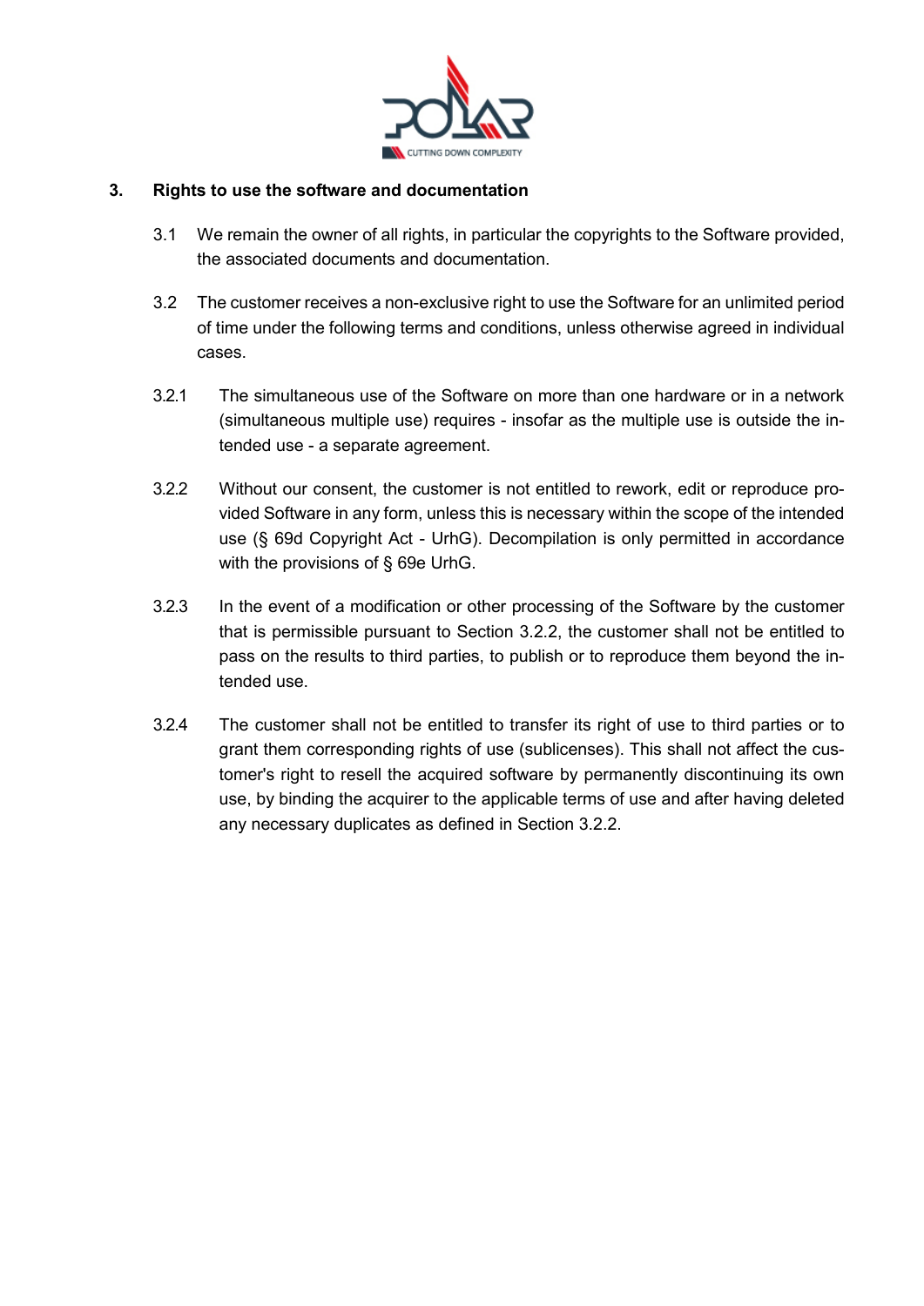## 3. Rights to use the software and documentation

3.1 We remain the owner of all rights, in particular the copyrights to the Software provided, the associated documents and documentation.

3.2 The customer receives a non-exclusive right to use the Software for an unlimited period of time under the following terms and conditions, unless otherwise agreed in individual cases.

3.2.1 The simultaneous use of the Software on more than one hardware or in a network (simultaneous multiple use) requires - insofar as the multiple use is outside the intended use - a separate agreement.

3.2.2 Without our consent, the customer is not entitled to rework, edit or reproduce provided Software in any form, unless this is necessary within the scope of the intended use (§ 69d Copyright Act - UrhG). Decompilation is only permitted in accordance with the provisions of § 69e UrhG.

3.2.3 In the event of a modification or other processing of the Software by the customer that is permissible pursuant to Section 3.2.2, the customer shall not be entitled to pass on the results to third parties, to publish or to reproduce them beyond the intended use.

3.2.4 The customer shall not be entitled to transfer its right of use to third parties or to grant them corresponding rights of use (sublicenses). This shall not affect the customer's right to resell the acquired software by permanently discontinuing its own use, by binding the acquirer to the applicable terms of use and after having deleted any necessary duplicates as defined in Section 3.2.2.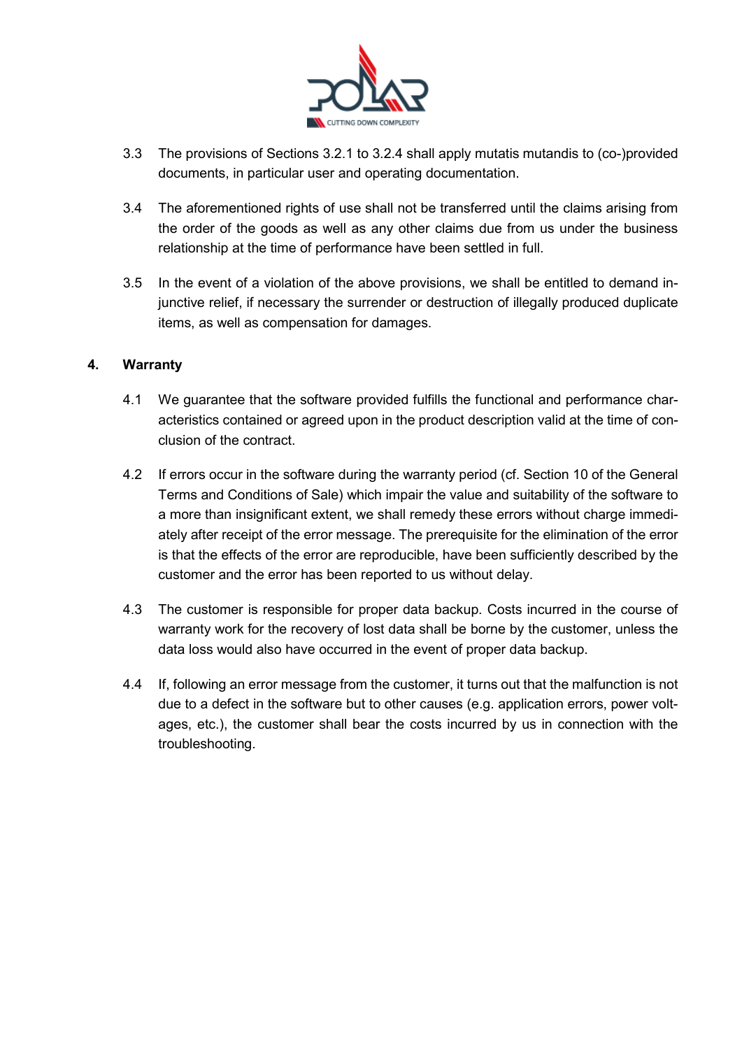3.3 The provisions of Sections 3.2.1 to 3.2.4 shall apply mutatis mutandis to (co-)provided documents, in particular user and operating documentation.

3.4 The aforementioned rights of use shall not be transferred until the claims arising from the order of the goods as well as any other claims due from us under the business relationship at the time of performance have been settled in full.

3.5 In the event of a violation of the above provisions, we shall be entitled to demand injunctive relief, if necessary the surrender or destruction of illegally produced duplicate items, as well as compensation for damages.

## 4. Warranty

4.1 We guarantee that the software provided fulfills the functional and performance characteristics contained or agreed upon in the product description valid at the time of conclusion of the contract.

4.2 If errors occur in the software during the warranty period (cf. Section 10 of the General Terms and Conditions of Sale) which impair the value and suitability of the software to a more than insignificant extent, we shall remedy these errors without charge immediately after receipt of the error message. The prerequisite for the elimination of the error is that the effects of the error are reproducible, have been sufficiently described by the customer and the error has been reported to us without delay.

4.3 The customer is responsible for proper data backup. Costs incurred in the course of warranty work for the recovery of lost data shall be borne by the customer, unless the data loss would also have occurred in the event of proper data backup.

4.4 If, following an error message from the customer, it turns out that the malfunction is not due to a defect in the software but to other causes (e.g. application errors, power voltages, etc.), the customer shall bear the costs incurred by us in connection with the troubleshooting.